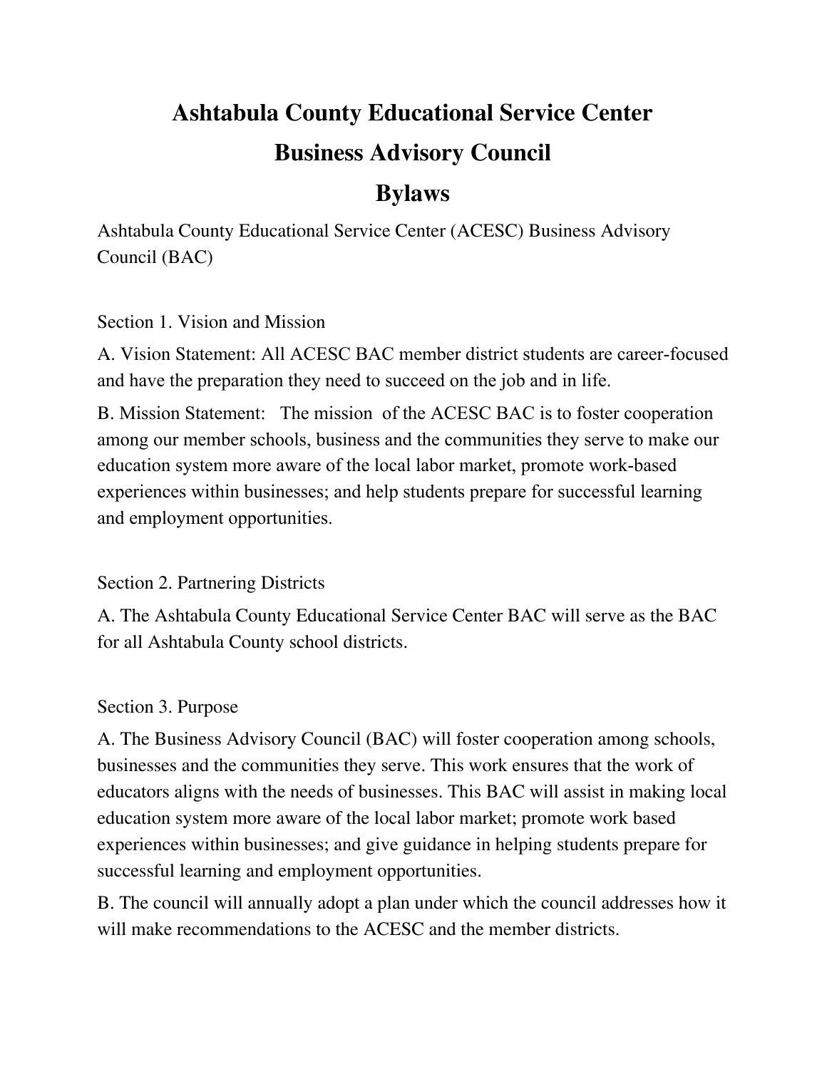# Ashtabula County Educational Service Center
# Business Advisory Council
# Bylaws

Ashtabula County Educational Service Center (ACESC) Business Advisory Council (BAC)

## Section 1. Vision and Mission

A. Vision Statement: All ACESC BAC member district students are career-focused and have the preparation they need to succeed on the job and in life.

B. Mission Statement: The mission of the ACESC BAC is to foster cooperation among our member schools, business and the communities they serve to make our education system more aware of the local labor market, promote work-based experiences within businesses; and help students prepare for successful learning and employment opportunities.

## Section 2. Partnering Districts

A. The Ashtabula County Educational Service Center BAC will serve as the BAC for all Ashtabula County school districts.

## Section 3. Purpose

A. The Business Advisory Council (BAC) will foster cooperation among schools, businesses and the communities they serve. This work ensures that the work of educators aligns with the needs of businesses. This BAC will assist in making local education system more aware of the local labor market; promote work based experiences within businesses; and give guidance in helping students prepare for successful learning and employment opportunities.

B. The council will annually adopt a plan under which the council addresses how it will make recommendations to the ACESC and the member districts.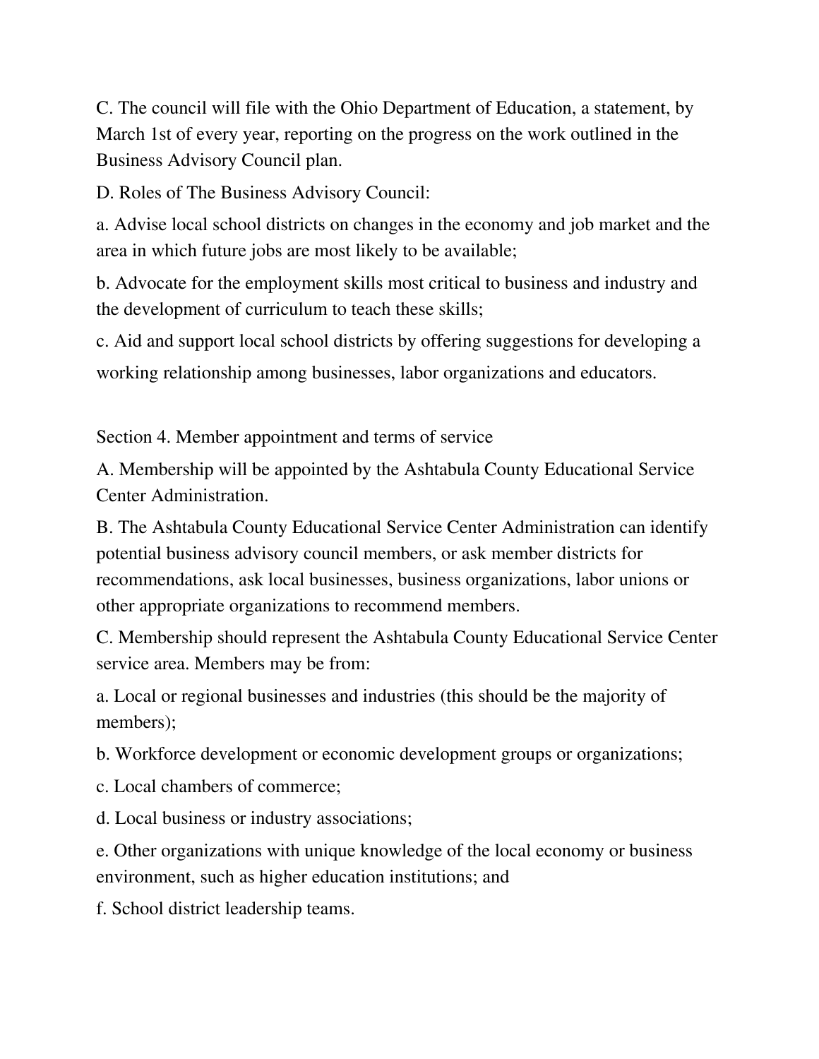C. The council will file with the Ohio Department of Education, a statement, by March 1st of every year, reporting on the progress on the work outlined in the Business Advisory Council plan.

D. Roles of The Business Advisory Council:

a. Advise local school districts on changes in the economy and job market and the area in which future jobs are most likely to be available;

b. Advocate for the employment skills most critical to business and industry and the development of curriculum to teach these skills;

c. Aid and support local school districts by offering suggestions for developing a working relationship among businesses, labor organizations and educators.

Section 4. Member appointment and terms of service

A. Membership will be appointed by the Ashtabula County Educational Service Center Administration.

B. The Ashtabula County Educational Service Center Administration can identify potential business advisory council members, or ask member districts for recommendations, ask local businesses, business organizations, labor unions or other appropriate organizations to recommend members.

C. Membership should represent the Ashtabula County Educational Service Center service area. Members may be from:

a. Local or regional businesses and industries (this should be the majority of members);

b. Workforce development or economic development groups or organizations;

c. Local chambers of commerce;

d. Local business or industry associations;

e. Other organizations with unique knowledge of the local economy or business environment, such as higher education institutions; and

f. School district leadership teams.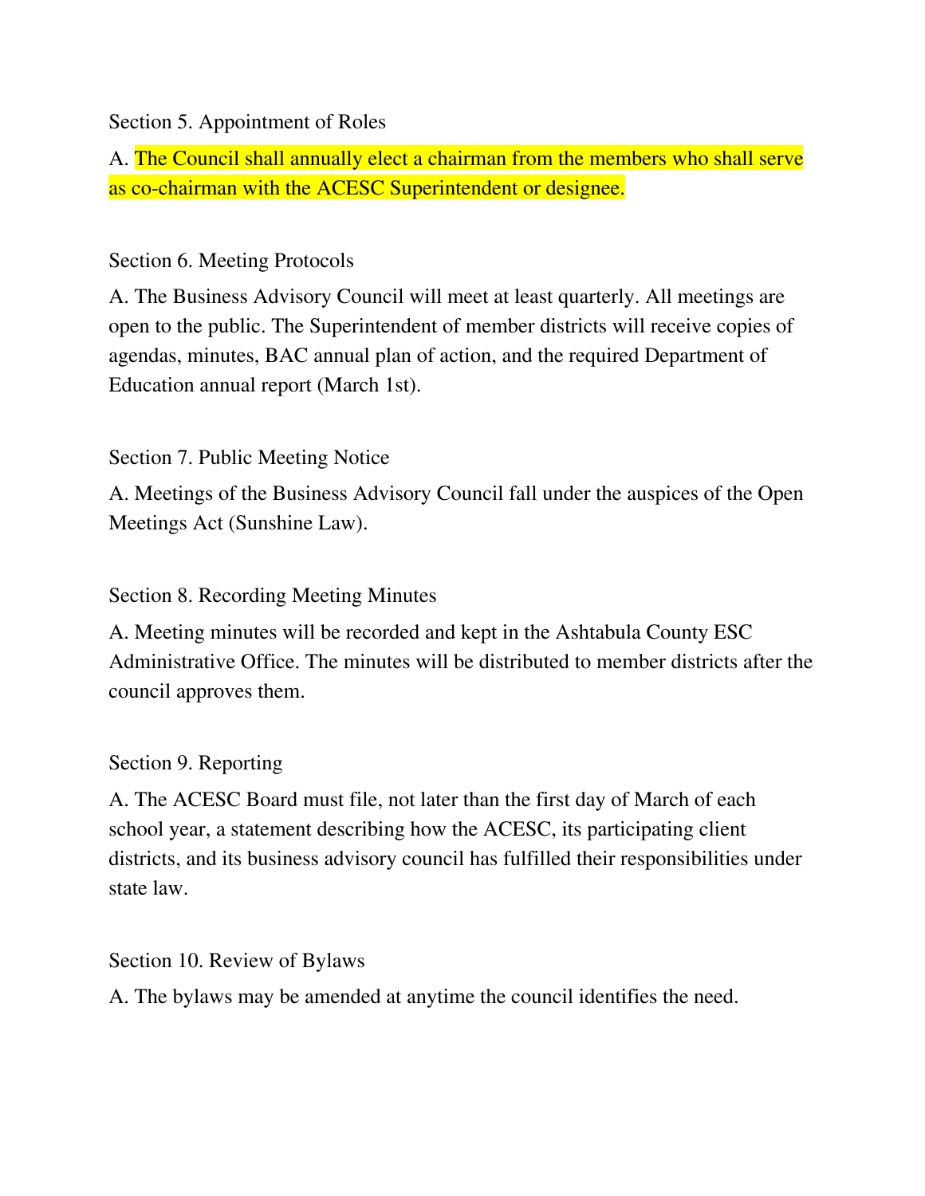Section 5. Appointment of Roles

A. The Council shall annually elect a chairman from the members who shall serve as co-chairman with the ACESC Superintendent or designee.

Section 6. Meeting Protocols

A. The Business Advisory Council will meet at least quarterly. All meetings are open to the public. The Superintendent of member districts will receive copies of agendas, minutes, BAC annual plan of action, and the required Department of Education annual report (March 1st).

Section 7. Public Meeting Notice

A. Meetings of the Business Advisory Council fall under the auspices of the Open Meetings Act (Sunshine Law).

Section 8. Recording Meeting Minutes

A. Meeting minutes will be recorded and kept in the Ashtabula County ESC Administrative Office. The minutes will be distributed to member districts after the council approves them.

Section 9. Reporting

A. The ACESC Board must file, not later than the first day of March of each school year, a statement describing how the ACESC, its participating client districts, and its business advisory council has fulfilled their responsibilities under state law.

Section 10. Review of Bylaws

A. The bylaws may be amended at anytime the council identifies the need.